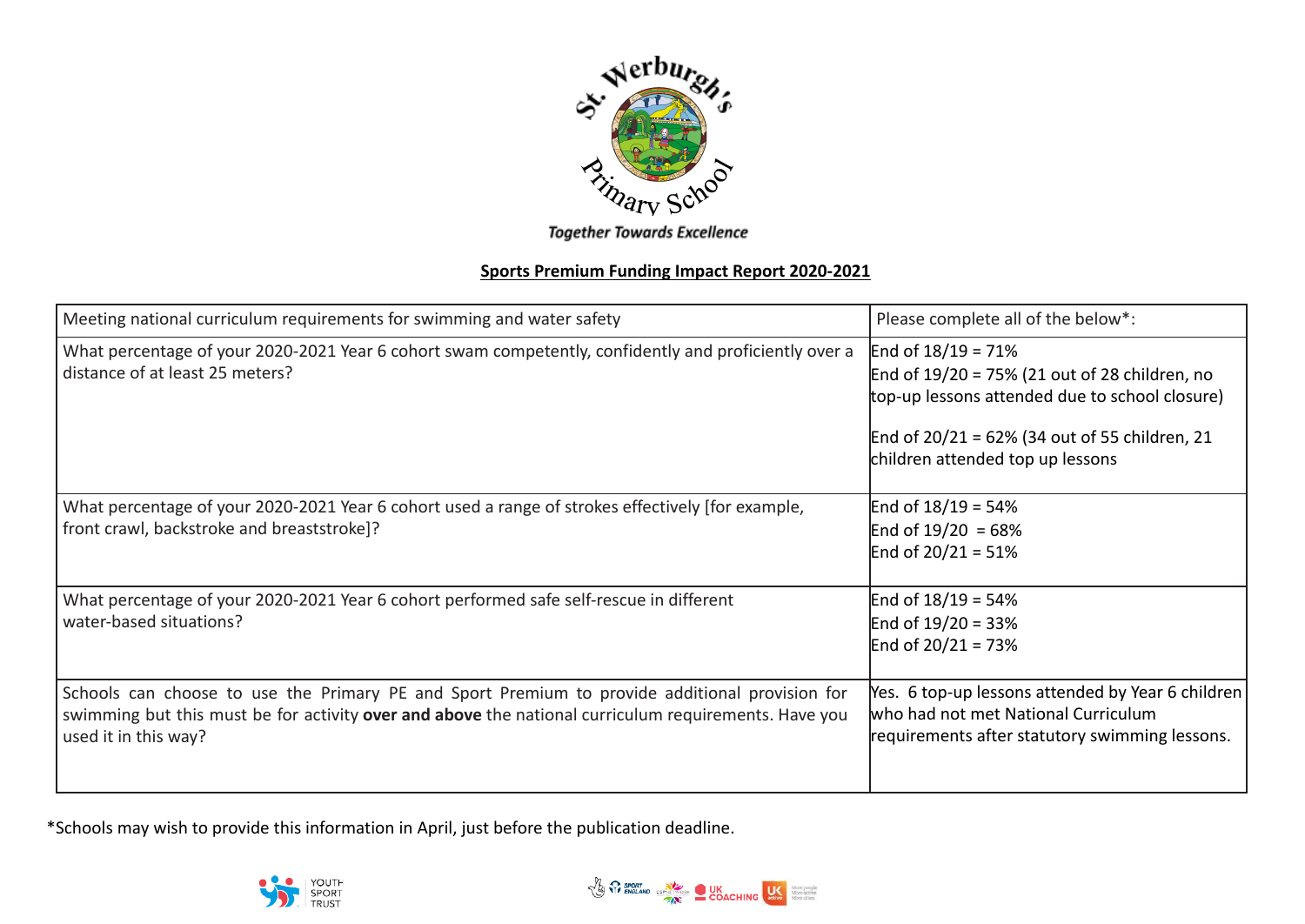St. Werburgh's Primary School

*Together Towards Excellence*

## Sports Premium Funding Impact Report 2020-2021

| Meeting national curriculum requirements for swimming and water safety | Please complete all of the below*: |
|---|---|
| What percentage of your 2020-2021 Year 6 cohort swam competently, confidently and proficiently over a distance of at least 25 meters? | End of 18/19 = 71%<br>End of 19/20 = 75% (21 out of 28 children, no top-up lessons attended due to school closure)<br><br>End of 20/21 = 62% (34 out of 55 children, 21 children attended top up lessons |
| What percentage of your 2020-2021 Year 6 cohort used a range of strokes effectively [for example, front crawl, backstroke and breaststroke]? | End of 18/19 = 54%<br>End of 19/20 = 68%<br>End of 20/21 = 51% |
| What percentage of your 2020-2021 Year 6 cohort performed safe self-rescue in different water-based situations? | End of 18/19 = 54%<br>End of 19/20 = 33%<br>End of 20/21 = 73% |
| Schools can choose to use the Primary PE and Sport Premium to provide additional provision for swimming but this must be for activity **over and above** the national curriculum requirements. Have you used it in this way? | Yes. 6 top-up lessons attended by Year 6 children who had not met National Curriculum requirements after statutory swimming lessons. |

*Schools may wish to provide this information in April, just before the publication deadline.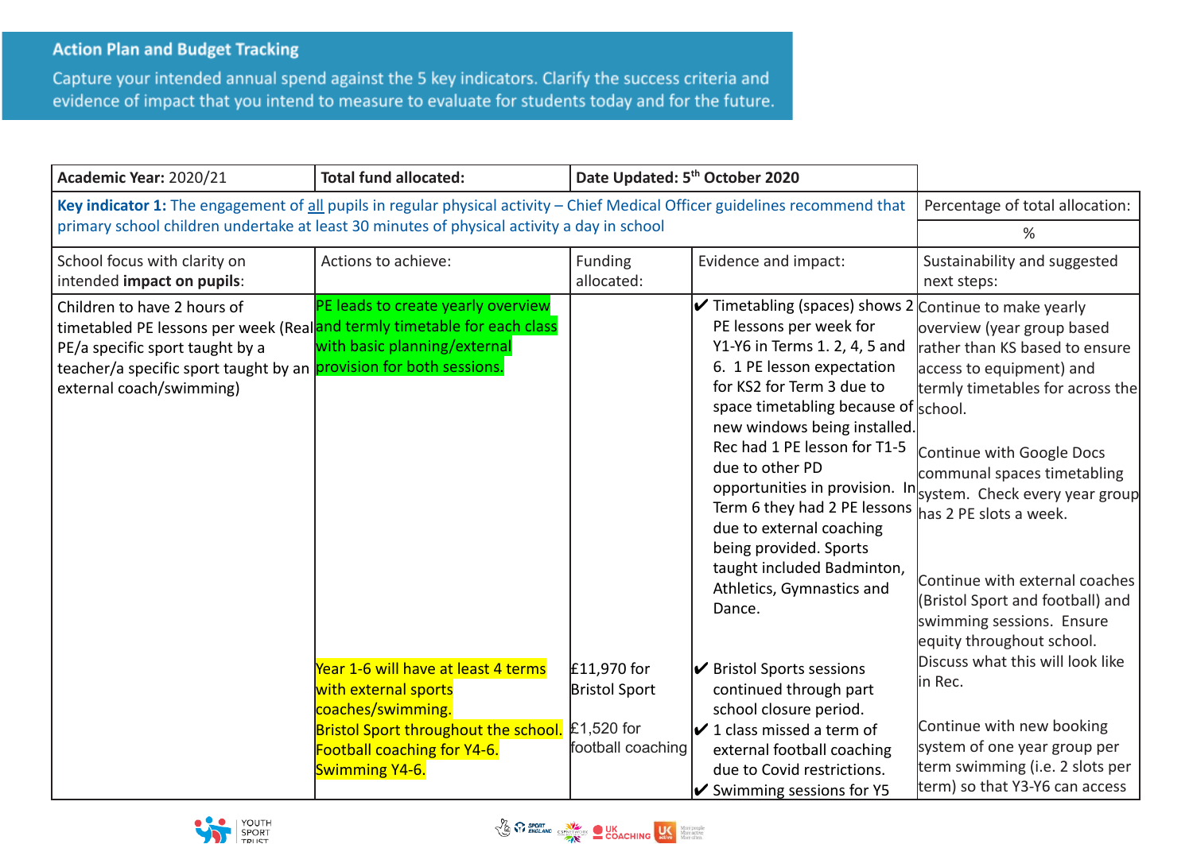## Action Plan and Budget Tracking

Capture your intended annual spend against the 5 key indicators. Clarify the success criteria and evidence of impact that you intend to measure to evaluate for students today and for the future.

| **Academic Year:** 2020/21 | **Total fund allocated:** | **Date Updated: 5th October 2020** | | |
|---|---|---|---|---|
| **Key indicator 1:** The engagement of all pupils in regular physical activity – Chief Medical Officer guidelines recommend that primary school children undertake at least 30 minutes of physical activity a day in school | | | | Percentage of total allocation: % |
| School focus with clarity on intended **impact on pupils**: | Actions to achieve: | Funding allocated: | Evidence and impact: | Sustainability and suggested next steps: |
| Children to have 2 hours of timetabled PE lessons per week (Real PE/a specific sport taught by a teacher/a specific sport taught by an external coach/swimming) | PE leads to create yearly overview and termly timetable for each class with basic planning/external provision for both sessions. | | ✔ Timetabling (spaces) shows 2 PE lessons per week for Y1-Y6 in Terms 1. 2, 4, 5 and 6. 1 PE lesson expectation for KS2 for Term 3 due to space timetabling because of new windows being installed. Rec had 1 PE lesson for T1-5 due to other PD opportunities in provision. In Term 6 they had 2 PE lessons due to external coaching being provided. Sports taught included Badminton, Athletics, Gymnastics and Dance. | Continue to make yearly overview (year group based rather than KS based to ensure access to equipment) and termly timetables for across the school.<br><br>Continue with Google Docs communal spaces timetabling system. Check every year group has 2 PE slots a week.<br><br>Continue with external coaches (Bristol Sport and football) and swimming sessions. Ensure equity throughout school. Discuss what this will look like in Rec. |
| | Year 1-6 will have at least 4 terms with external sports coaches/swimming.<br>Bristol Sport throughout the school.<br>Football coaching for Y4-6.<br>Swimming Y4-6. | £11,970 for Bristol Sport<br><br>£1,520 for football coaching | ✔ Bristol Sports sessions continued through part school closure period.<br>✔ 1 class missed a term of external football coaching due to Covid restrictions.<br>✔ Swimming sessions for Y5 | Continue with new booking system of one year group per term swimming (i.e. 2 slots per term) so that Y3-Y6 can access |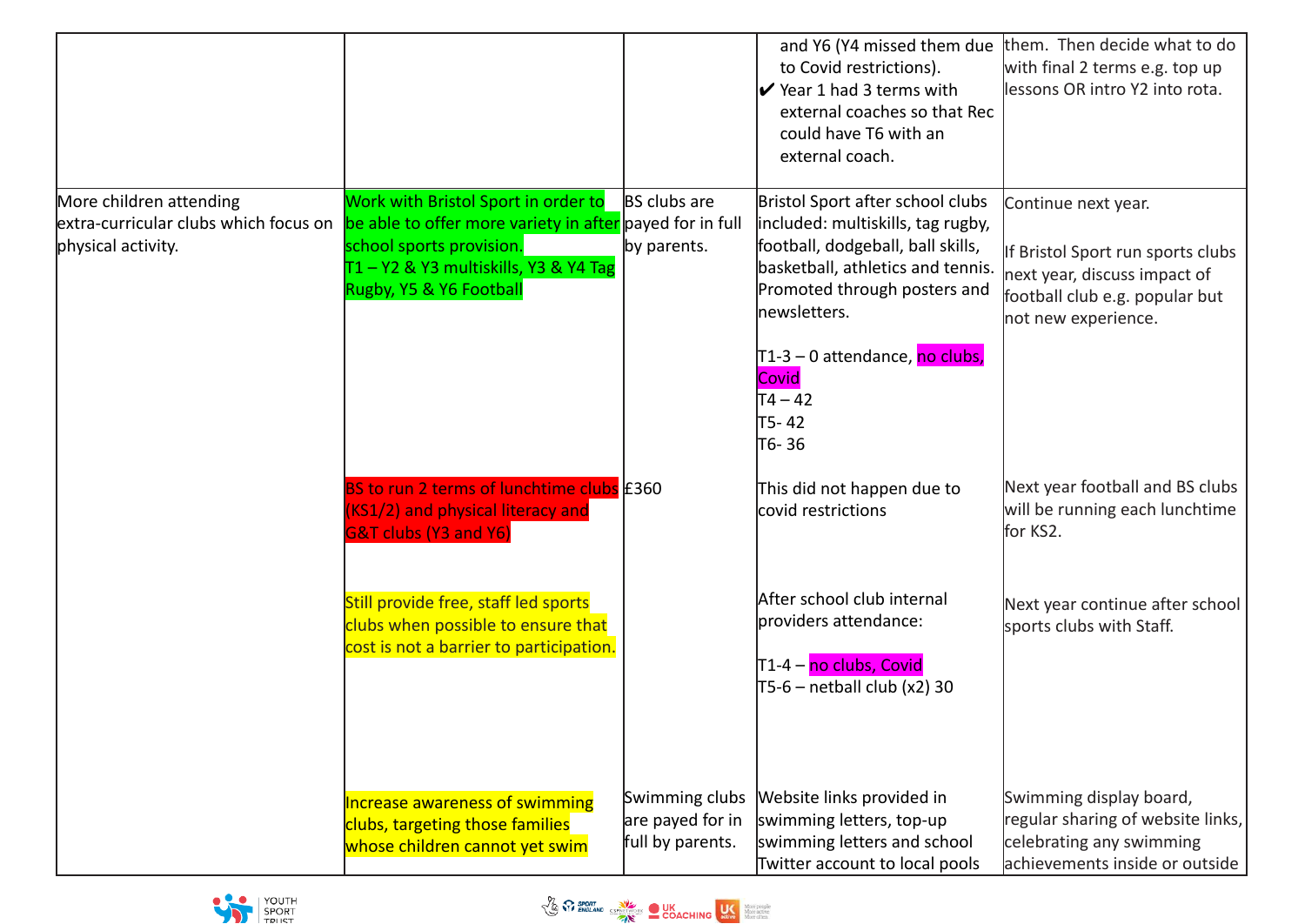| | | | | |
|---|---|---|---|---|
| | | | and Y6 (Y4 missed them due to Covid restrictions).<br>✔ Year 1 had 3 terms with external coaches so that Rec could have T6 with an external coach. | them. Then decide what to do with final 2 terms e.g. top up lessons OR intro Y2 into rota. |
| More children attending extra-curricular clubs which focus on physical activity. | Work with Bristol Sport in order to be able to offer more variety in after school sports provision.<br>T1 – Y2 & Y3 multiskills, Y3 & Y4 Tag Rugby, Y5 & Y6 Football | BS clubs are payed for in full by parents. | Bristol Sport after school clubs included: multiskills, tag rugby, football, dodgeball, ball skills, basketball, athletics and tennis. Promoted through posters and newsletters.<br><br>T1-3 – 0 attendance, no clubs, Covid<br>T4 – 42<br>T5- 42<br>T6- 36 | Continue next year.<br><br>If Bristol Sport run sports clubs next year, discuss impact of football club e.g. popular but not new experience. |
| | BS to run 2 terms of lunchtime clubs (KS1/2) and physical literacy and G&T clubs (Y3 and Y6) | £360 | This did not happen due to covid restrictions | Next year football and BS clubs will be running each lunchtime for KS2. |
| | Still provide free, staff led sports clubs when possible to ensure that cost is not a barrier to participation. | | After school club internal providers attendance:<br><br>T1-4 – no clubs, Covid<br>T5-6 – netball club (x2) 30 | Next year continue after school sports clubs with Staff. |
| | Increase awareness of swimming clubs, targeting those families whose children cannot yet swim | Swimming clubs are payed for in full by parents. | Website links provided in swimming letters, top-up swimming letters and school Twitter account to local pools | Swimming display board, regular sharing of website links, celebrating any swimming achievements inside or outside |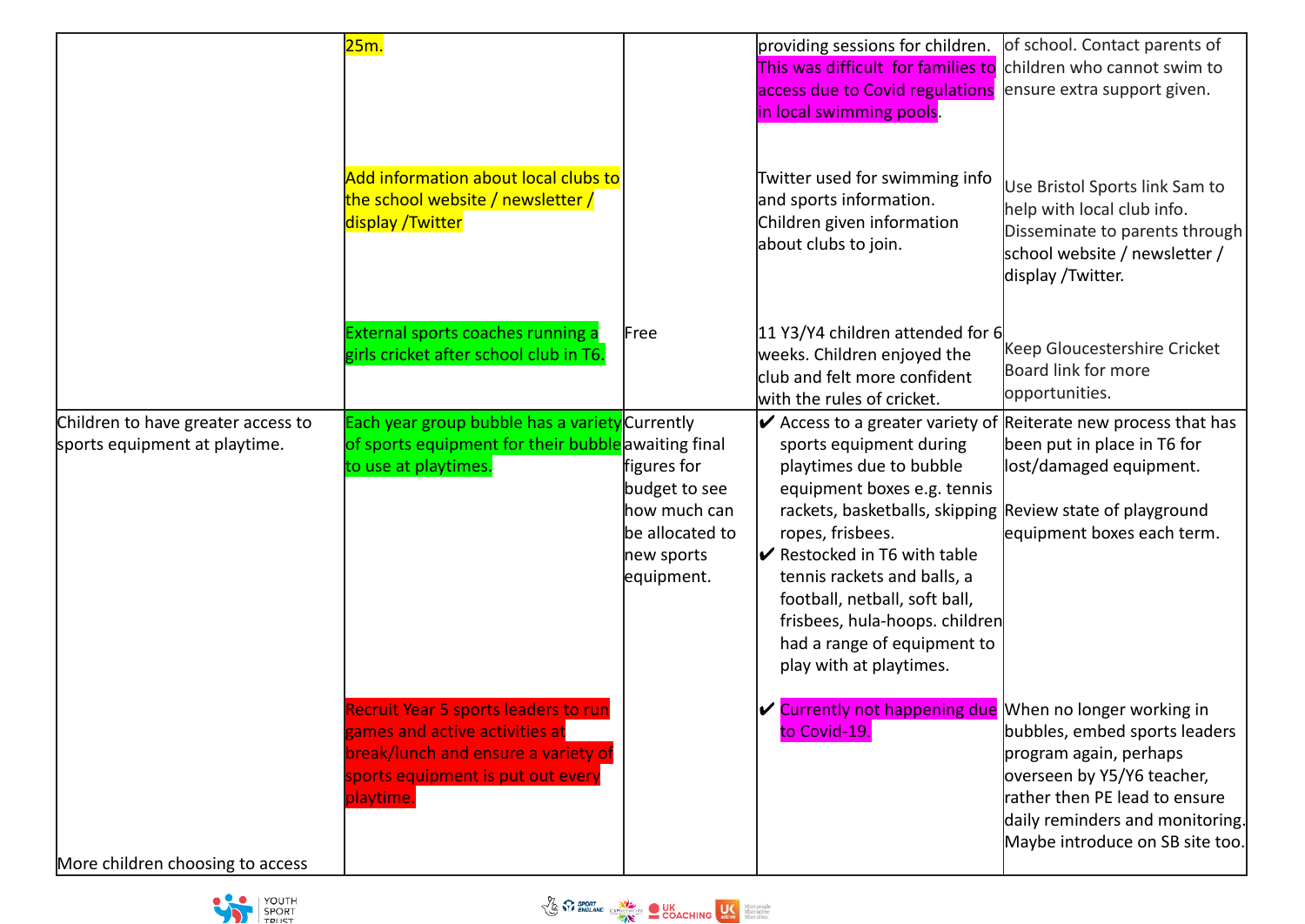| | | | | |
|---|---|---|---|---|
| | 25m. | | providing sessions for children. This was difficult for families to access due to Covid regulations in local swimming pools. | of school. Contact parents of children who cannot swim to ensure extra support given. |
| | Add information about local clubs to the school website / newsletter / display /Twitter | | Twitter used for swimming info and sports information. Children given information about clubs to join. | Use Bristol Sports link Sam to help with local club info. Disseminate to parents through school website / newsletter / display /Twitter. |
| | External sports coaches running a girls cricket after school club in T6. | Free | 11 Y3/Y4 children attended for 6 weeks. Children enjoyed the club and felt more confident with the rules of cricket. | Keep Gloucestershire Cricket Board link for more opportunities. |
| Children to have greater access to sports equipment at playtime. | Each year group bubble has a variety of sports equipment for their bubble to use at playtimes. | Currently awaiting final figures for budget to see how much can be allocated to new sports equipment. | ✔ Access to a greater variety of sports equipment during playtimes due to bubble equipment boxes e.g. tennis rackets, basketballs, skipping ropes, frisbees.<br>✔ Restocked in T6 with table tennis rackets and balls, a football, netball, soft ball, frisbees, hula-hoops. children had a range of equipment to play with at playtimes. | Reiterate new process that has been put in place in T6 for lost/damaged equipment.<br><br>Review state of playground equipment boxes each term. |
| More children choosing to access | Recruit Year 5 sports leaders to run games and active activities at break/lunch and ensure a variety of sports equipment is put out every playtime. | | ✔ Currently not happening due to Covid-19. | When no longer working in bubbles, embed sports leaders program again, perhaps overseen by Y5/Y6 teacher, rather then PE lead to ensure daily reminders and monitoring. Maybe introduce on SB site too. |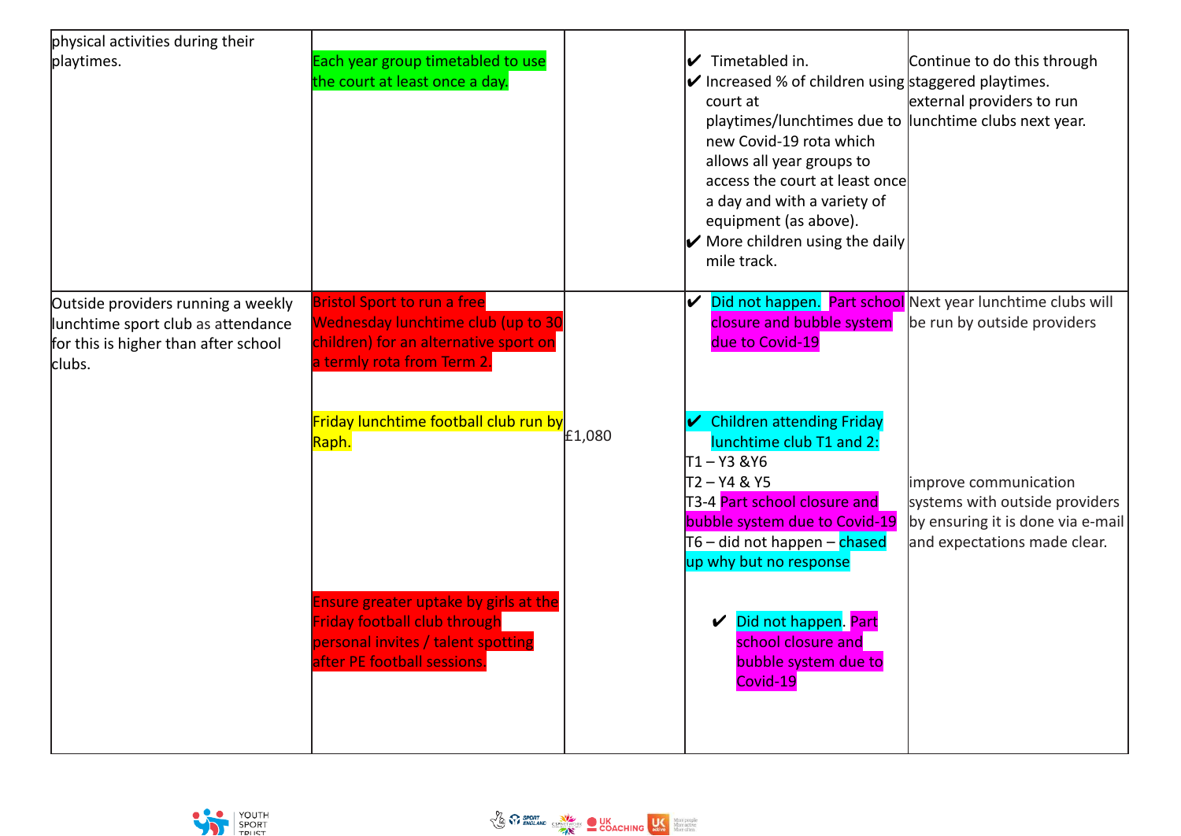| | | | | |
|---|---|---|---|---|
| physical activities during their playtimes. | Each year group timetabled to use the court at least once a day. | | ✔ Timetabled in.<br>✔ Increased % of children using court at playtimes/lunchtimes due to new Covid-19 rota which allows all year groups to access the court at least once a day and with a variety of equipment (as above).<br>✔ More children using the daily mile track. | Continue to do this through staggered playtimes.<br>external providers to run lunchtime clubs next year. |
| Outside providers running a weekly lunchtime sport club as attendance for this is higher than after school clubs. | Bristol Sport to run a free Wednesday lunchtime club (up to 30 children) for an alternative sport on a termly rota from Term 2.<br><br>Friday lunchtime football club run by Raph.<br><br>Ensure greater uptake by girls at the Friday football club through personal invites / talent spotting after PE football sessions. | £1,080 | ✔ Did not happen. Part school closure and bubble system due to Covid-19<br><br>✔ Children attending Friday lunchtime club T1 and 2:<br>T1 – Y3 &Y6<br>T2 – Y4 & Y5<br>T3-4 Part school closure and bubble system due to Covid-19<br>T6 – did not happen – chased up why but no response<br><br>✔ Did not happen. Part school closure and bubble system due to Covid-19 | Next year lunchtime clubs will be run by outside providers<br><br>improve communication systems with outside providers by ensuring it is done via e-mail and expectations made clear. |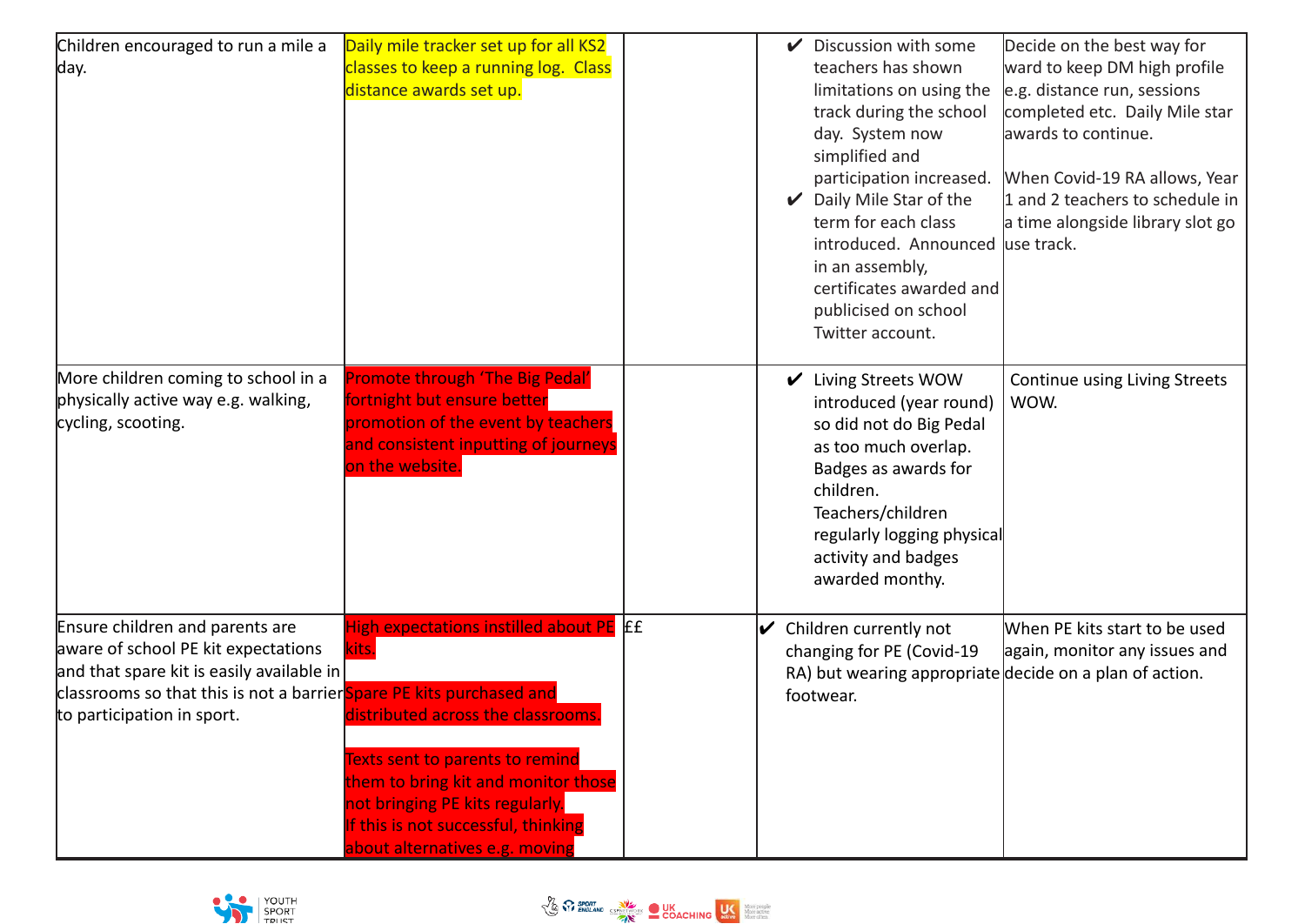| | | | | |
|---|---|---|---|---|
| Children encouraged to run a mile a day. | Daily mile tracker set up for all KS2 classes to keep a running log. Class distance awards set up. | | ✔ Discussion with some teachers has shown limitations on using the track during the school day. System now simplified and participation increased.<br>✔ Daily Mile Star of the term for each class introduced. Announced in an assembly, certificates awarded and publicised on school Twitter account. | Decide on the best way for ward to keep DM high profile e.g. distance run, sessions completed etc. Daily Mile star awards to continue.<br><br>When Covid-19 RA allows, Year 1 and 2 teachers to schedule in a time alongside library slot go use track. |
| More children coming to school in a physically active way e.g. walking, cycling, scooting. | Promote through 'The Big Pedal' fortnight but ensure better promotion of the event by teachers and consistent inputting of journeys on the website. | | ✔ Living Streets WOW introduced (year round) so did not do Big Pedal as too much overlap. Badges as awards for children. Teachers/children regularly logging physical activity and badges awarded monthy. | Continue using Living Streets WOW. |
| Ensure children and parents are aware of school PE kit expectations and that spare kit is easily available in classrooms so that this is not a barrier to participation in sport. | High expectations instilled about PE kits.<br><br>Spare PE kits purchased and distributed across the classrooms.<br><br>Texts sent to parents to remind them to bring kit and monitor those not bringing PE kits regularly.<br>If this is not successful, thinking about alternatives e.g. moving | ££ | ✔ Children currently not changing for PE (Covid-19 RA) but wearing appropriate footwear. | When PE kits start to be used again, monitor any issues and decide on a plan of action. |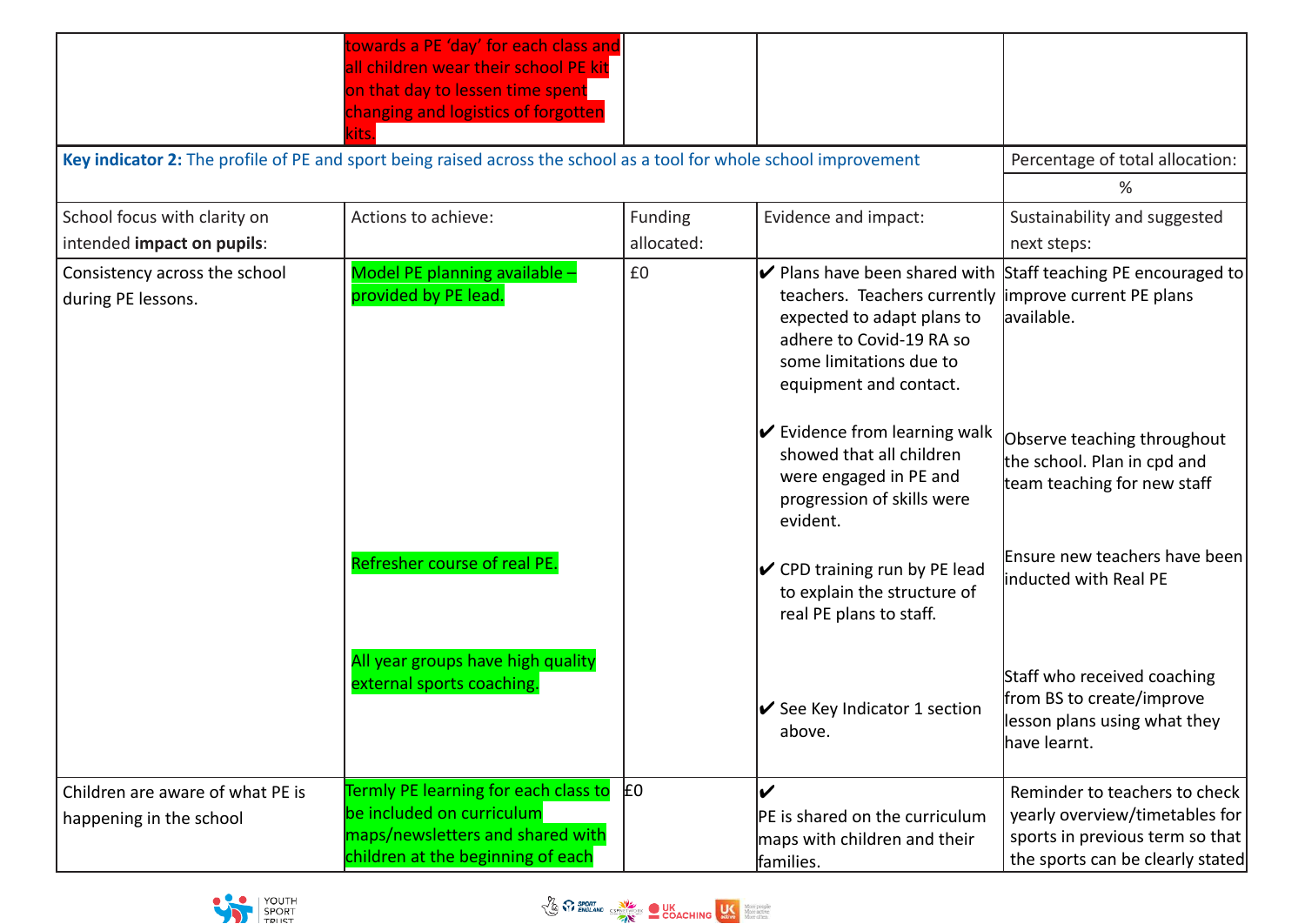| | | | | |
|---|---|---|---|---|
| | towards a PE 'day' for each class and all children wear their school PE kit on that day to lessen time spent changing and logistics of forgotten kits. | | | |
| **Key indicator 2:** The profile of PE and sport being raised across the school as a tool for whole school improvement | | | | Percentage of total allocation: % |
| School focus with clarity on intended **impact on pupils**: | Actions to achieve: | Funding allocated: | Evidence and impact: | Sustainability and suggested next steps: |
| Consistency across the school during PE lessons. | Model PE planning available – provided by PE lead.<br><br>Refresher course of real PE.<br><br>All year groups have high quality external sports coaching. | £0 | ✔ Plans have been shared with teachers. Teachers currently expected to adapt plans to adhere to Covid-19 RA so some limitations due to equipment and contact.<br><br>✔ Evidence from learning walk showed that all children were engaged in PE and progression of skills were evident.<br><br>✔ CPD training run by PE lead to explain the structure of real PE plans to staff.<br><br>✔ See Key Indicator 1 section above. | Staff teaching PE encouraged to improve current PE plans available.<br><br>Observe teaching throughout the school. Plan in cpd and team teaching for new staff<br><br>Ensure new teachers have been inducted with Real PE<br><br>Staff who received coaching from BS to create/improve lesson plans using what they have learnt. |
| Children are aware of what PE is happening in the school | Termly PE learning for each class to be included on curriculum maps/newsletters and shared with children at the beginning of each | £0 | ✔<br>PE is shared on the curriculum maps with children and their families. | Reminder to teachers to check yearly overview/timetables for sports in previous term so that the sports can be clearly stated |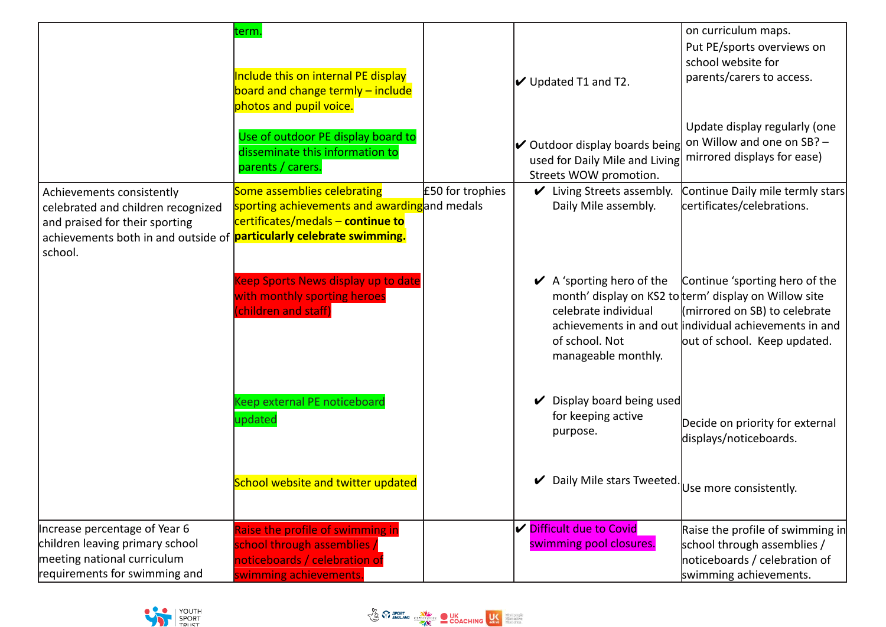| | | | | |
|---|---|---|---|---|
| | term.<br><br>Include this on internal PE display board and change termly – include photos and pupil voice.<br><br>Use of outdoor PE display board to disseminate this information to parents / carers. | | ✔ Updated T1 and T2.<br><br>✔ Outdoor display boards being used for Daily Mile and Living Streets WOW promotion. | on curriculum maps.<br>Put PE/sports overviews on school website for parents/carers to access.<br><br>Update display regularly (one on Willow and one on SB? – mirrored displays for ease) |
| Achievements consistently celebrated and children recognized and praised for their sporting achievements both in and outside of school. | Some assemblies celebrating sporting achievements and awarding certificates/medals – **continue to particularly celebrate swimming.**<br><br>Keep Sports News display up to date with monthly sporting heroes (children and staff)<br><br>Keep external PE noticeboard updated<br><br>School website and twitter updated | £50 for trophies and medals | ✔ Living Streets assembly. Daily Mile assembly.<br><br>✔ A 'sporting hero of the month' display on KS2 to celebrate individual achievements in and out of school. Not manageable monthly.<br><br>✔ Display board being used for keeping active purpose.<br><br>✔ Daily Mile stars Tweeted. | Continue Daily mile termly stars certificates/celebrations.<br><br>Continue 'sporting hero of the term' display on Willow site (mirrored on SB) to celebrate individual achievements in and out of school. Keep updated.<br><br>Decide on priority for external displays/noticeboards.<br><br>Use more consistently. |
| Increase percentage of Year 6 children leaving primary school meeting national curriculum requirements for swimming and | Raise the profile of swimming in school through assemblies / noticeboards / celebration of swimming achievements. | | ✔ Difficult due to Covid swimming pool closures. | Raise the profile of swimming in school through assemblies / noticeboards / celebration of swimming achievements. |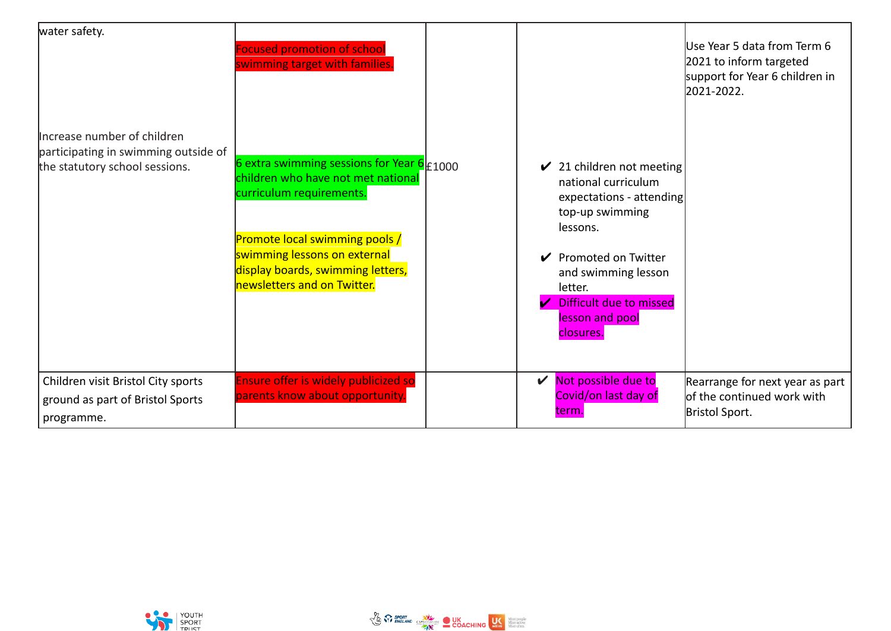| | | | | |
|---|---|---|---|---|
| water safety.<br><br>Increase number of children participating in swimming outside of the statutory school sessions. | Focused promotion of school swimming target with families.<br><br>6 extra swimming sessions for Year 6 children who have not met national curriculum requirements.<br><br>Promote local swimming pools / swimming lessons on external display boards, swimming letters, newsletters and on Twitter. | £1000 | ✔ 21 children not meeting national curriculum expectations - attending top-up swimming lessons.<br><br>✔ Promoted on Twitter and swimming lesson letter.<br>✔ Difficult due to missed lesson and pool closures. | Use Year 5 data from Term 6 2021 to inform targeted support for Year 6 children in 2021-2022. |
| Children visit Bristol City sports ground as part of Bristol Sports programme. | Ensure offer is widely publicized so parents know about opportunity. | | ✔ Not possible due to Covid/on last day of term. | Rearrange for next year as part of the continued work with Bristol Sport. |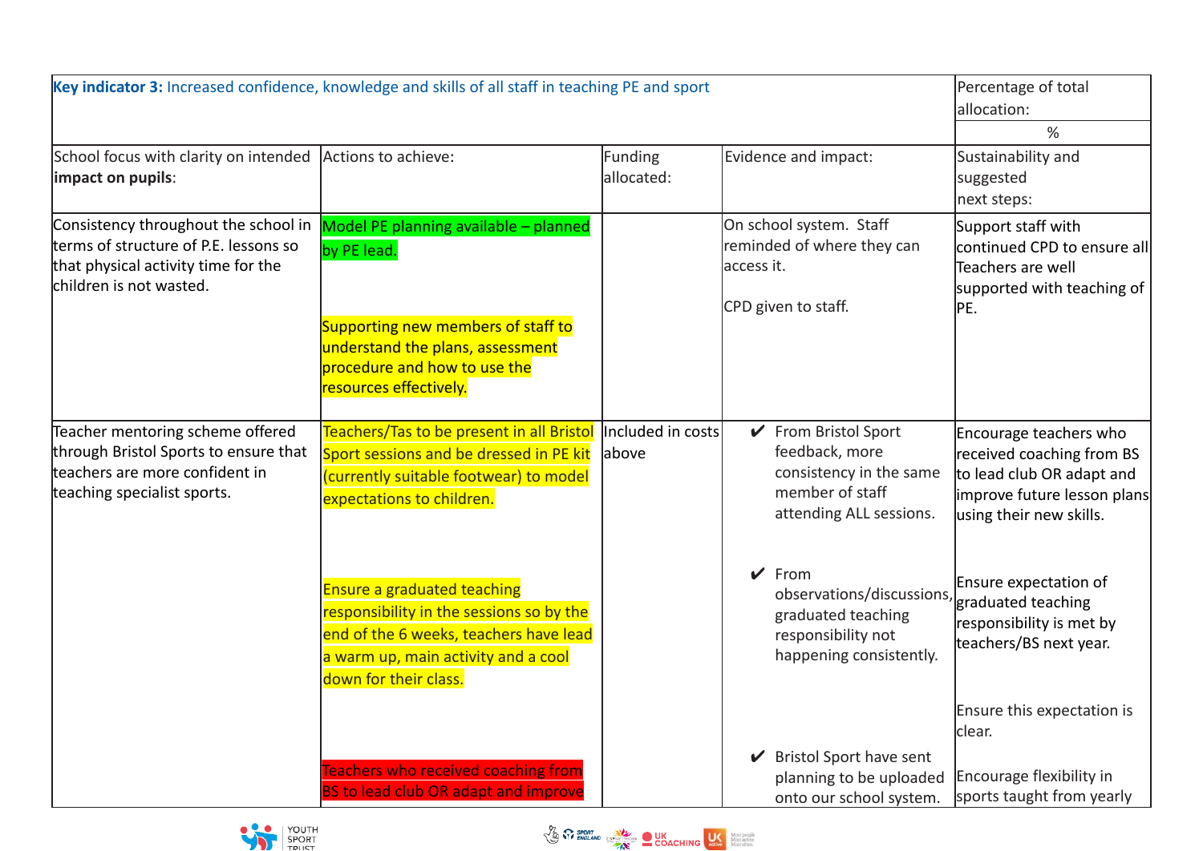| **Key indicator 3:** Increased confidence, knowledge and skills of all staff in teaching PE and sport | | | | Percentage of total allocation: %|
|---|---|---|---|---|
| School focus with clarity on intended **impact on pupils**: | Actions to achieve: | Funding allocated: | Evidence and impact: | Sustainability and suggested next steps: |
| Consistency throughout the school in terms of structure of P.E. lessons so that physical activity time for the children is not wasted. | Model PE planning available – planned by PE lead.<br><br>Supporting new members of staff to understand the plans, assessment procedure and how to use the resources effectively. | | On school system. Staff reminded of where they can access it.<br><br>CPD given to staff. | Support staff with continued CPD to ensure all Teachers are well supported with teaching of PE. |
| Teacher mentoring scheme offered through Bristol Sports to ensure that teachers are more confident in teaching specialist sports. | Teachers/Tas to be present in all Bristol Sport sessions and be dressed in PE kit (currently suitable footwear) to model expectations to children.<br><br>Ensure a graduated teaching responsibility in the sessions so by the end of the 6 weeks, teachers have lead a warm up, main activity and a cool down for their class.<br><br>Teachers who received coaching from BS to lead club OR adapt and improve | Included in costs above | ✔ From Bristol Sport feedback, more consistency in the same member of staff attending ALL sessions.<br><br>✔ From observations/discussions, graduated teaching responsibility not happening consistently.<br><br>✔ Bristol Sport have sent planning to be uploaded onto our school system. | Encourage teachers who received coaching from BS to lead club OR adapt and improve future lesson plans using their new skills.<br><br>Ensure expectation of graduated teaching responsibility is met by teachers/BS next year.<br><br>Ensure this expectation is clear.<br><br>Encourage flexibility in sports taught from yearly |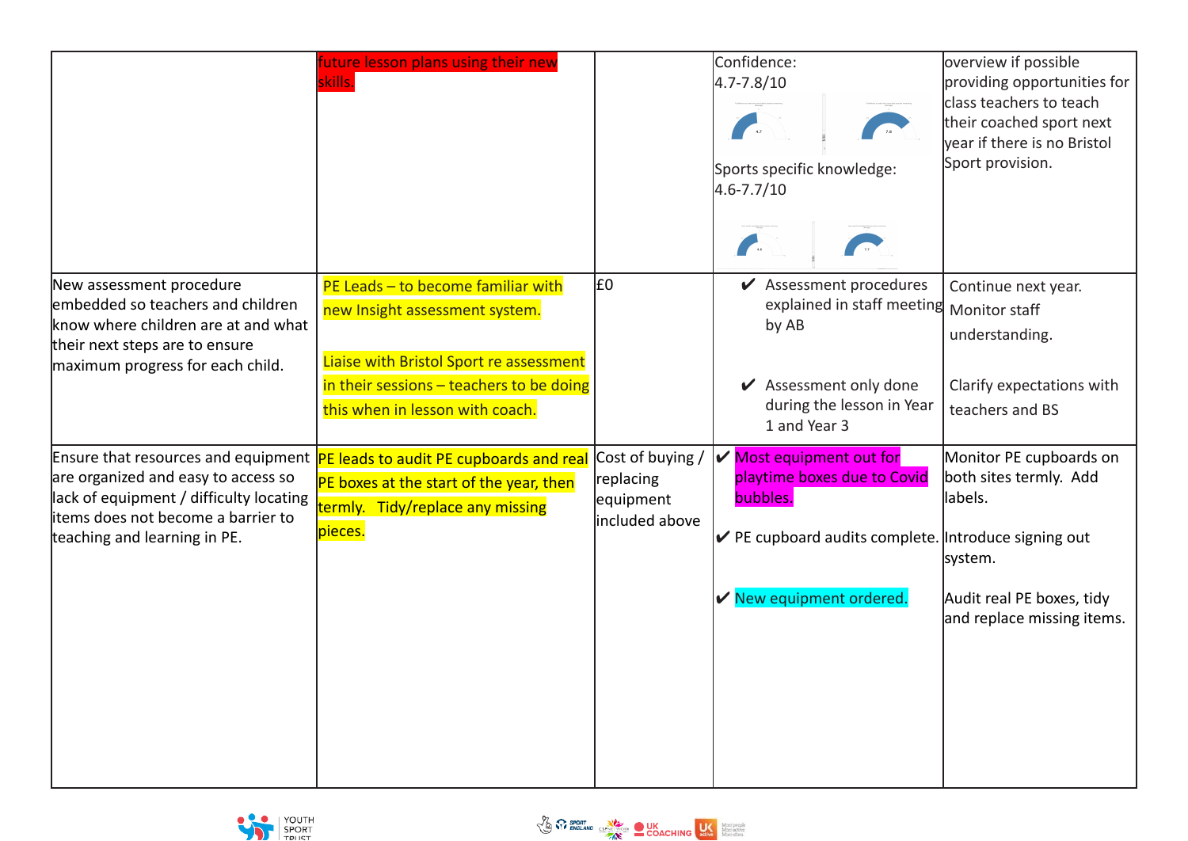| | | | | |
|---|---|---|---|---|
| | future lesson plans using their new skills. | | Confidence:<br>4.7-7.8/10<br><br>Sports specific knowledge:<br>4.6-7.7/10 | overview if possible providing opportunities for class teachers to teach their coached sport next year if there is no Bristol Sport provision. |
| New assessment procedure embedded so teachers and children know where children are at and what their next steps are to ensure maximum progress for each child. | PE Leads – to become familiar with new Insight assessment system.<br><br>Liaise with Bristol Sport re assessment in their sessions – teachers to be doing this when in lesson with coach. | £0 | ✔ Assessment procedures explained in staff meeting by AB<br><br>✔ Assessment only done during the lesson in Year 1 and Year 3 | Continue next year. Monitor staff understanding.<br><br>Clarify expectations with teachers and BS |
| Ensure that resources and equipment are organized and easy to access so lack of equipment / difficulty locating items does not become a barrier to teaching and learning in PE. | PE leads to audit PE cupboards and real PE boxes at the start of the year, then termly. Tidy/replace any missing pieces. | Cost of buying / replacing equipment included above | ✔ Most equipment out for playtime boxes due to Covid bubbles.<br><br>✔ PE cupboard audits complete.<br><br>✔ New equipment ordered. | Monitor PE cupboards on both sites termly. Add labels.<br><br>Introduce signing out system.<br><br>Audit real PE boxes, tidy and replace missing items. |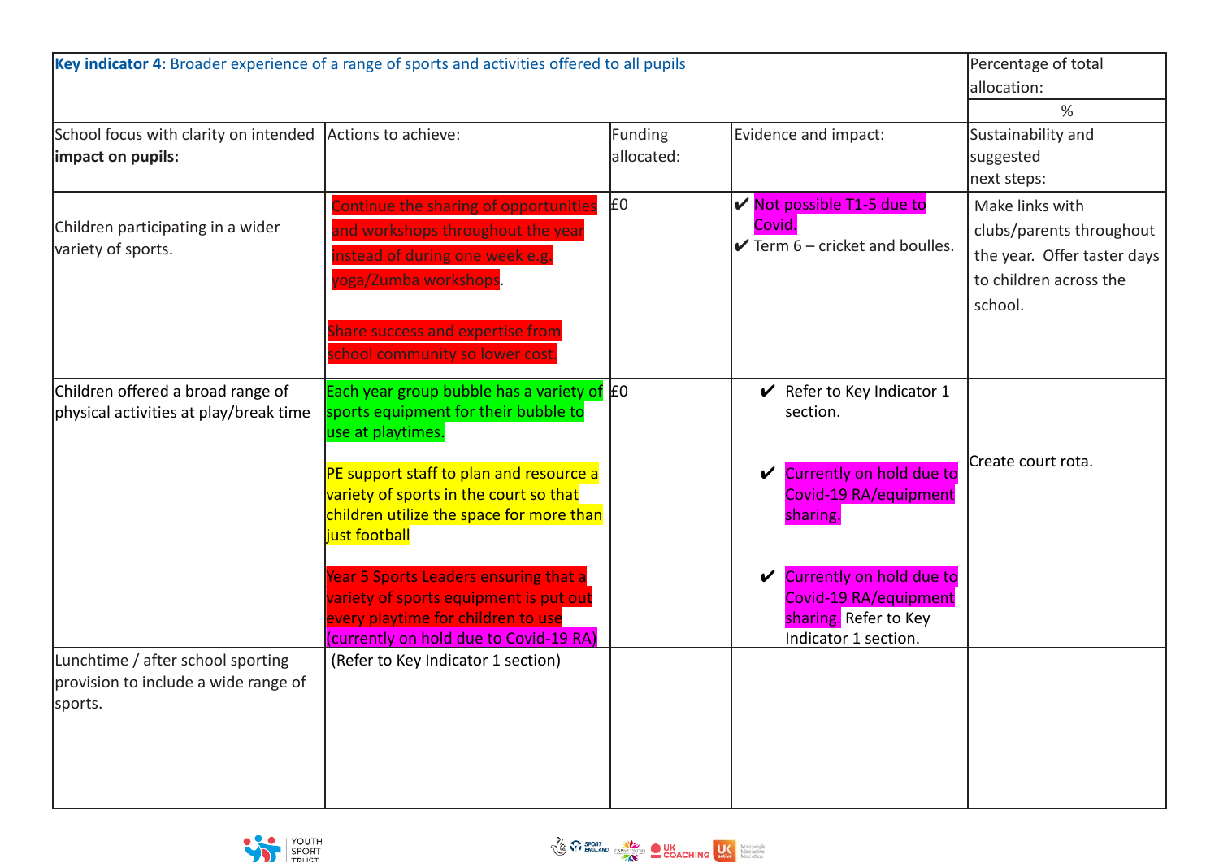| **Key indicator 4:** Broader experience of a range of sports and activities offered to all pupils | | | | Percentage of total allocation: |
|---|---|---|---|---|
| | | | | % |
| School focus with clarity on intended **impact on pupils:** | Actions to achieve: | Funding allocated: | Evidence and impact: | Sustainability and suggested next steps: |
| Children participating in a wider variety of sports. | Continue the sharing of opportunities and workshops throughout the year instead of during one week e.g. yoga/Zumba workshops.<br><br>Share success and expertise from school community so lower cost. | £0 | ✔ Not possible T1-5 due to Covid.<br>✔ Term 6 – cricket and boulles. | Make links with clubs/parents throughout the year. Offer taster days to children across the school. |
| Children offered a broad range of physical activities at play/break time | Each year group bubble has a variety of sports equipment for their bubble to use at playtimes.<br><br>PE support staff to plan and resource a variety of sports in the court so that children utilize the space for more than just football<br><br>Year 5 Sports Leaders ensuring that a variety of sports equipment is put out every playtime for children to use (currently on hold due to Covid-19 RA) | £0 | ✔ Refer to Key Indicator 1 section.<br><br>✔ Currently on hold due to Covid-19 RA/equipment sharing.<br><br>✔ Currently on hold due to Covid-19 RA/equipment sharing. Refer to Key Indicator 1 section. | Create court rota. |
| Lunchtime / after school sporting provision to include a wide range of sports. | (Refer to Key Indicator 1 section) | | | |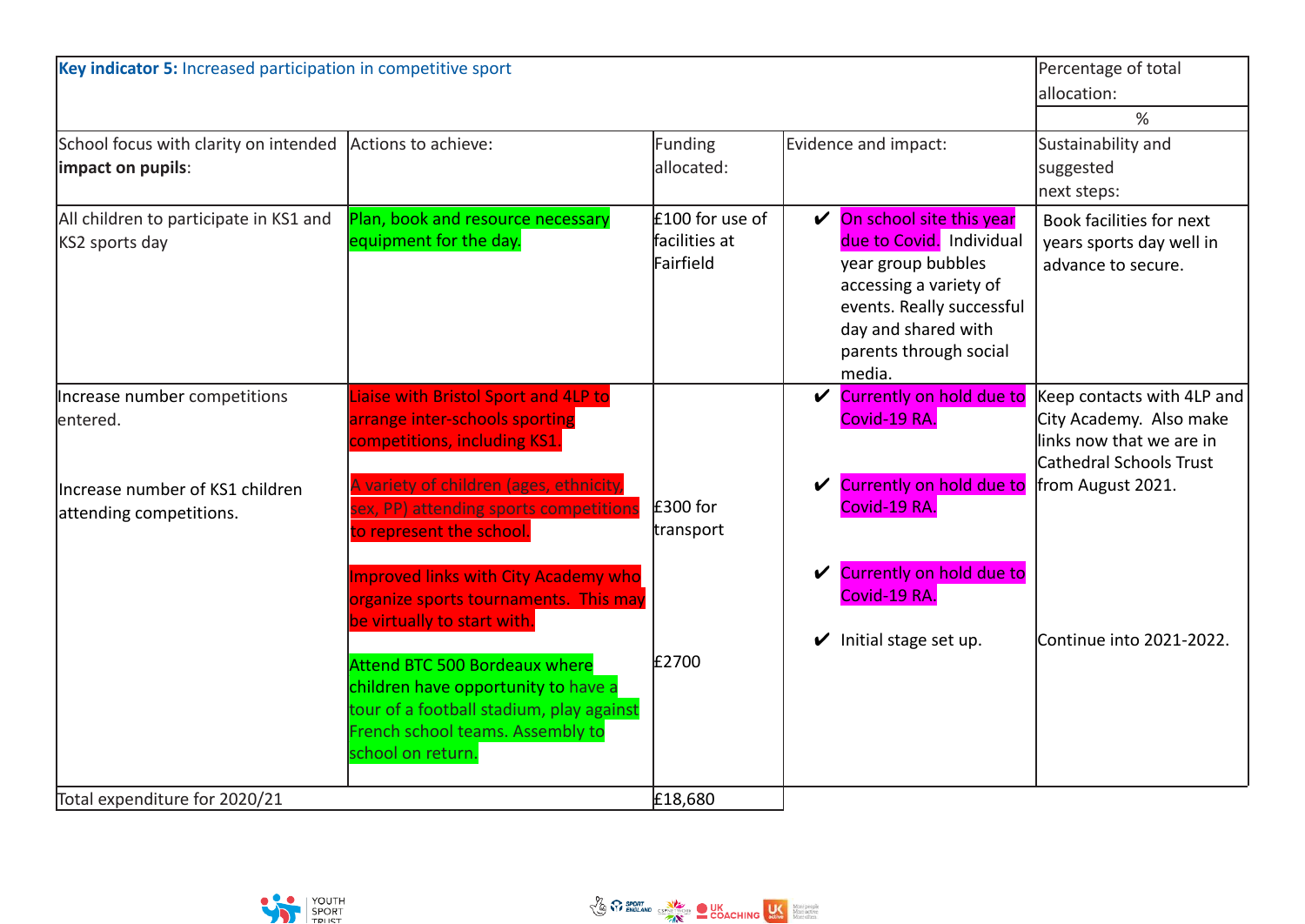| **Key indicator 5:** Increased participation in competitive sport | | | | Percentage of total allocation: |
|---|---|---|---|---|
| | | | | % |
| School focus with clarity on intended **impact on pupils**: | Actions to achieve: | Funding allocated: | Evidence and impact: | Sustainability and suggested next steps: |
| All children to participate in KS1 and KS2 sports day | Plan, book and resource necessary equipment for the day. | £100 for use of facilities at Fairfield | ✔ On school site this year due to Covid. Individual year group bubbles accessing a variety of events. Really successful day and shared with parents through social media. | Book facilities for next years sports day well in advance to secure. |
| Increase number competitions entered.<br><br>Increase number of KS1 children attending competitions. | Liaise with Bristol Sport and 4LP to arrange inter-schools sporting competitions, including KS1.<br><br>A variety of children (ages, ethnicity, sex, PP) attending sports competitions to represent the school.<br><br>Improved links with City Academy who organize sports tournaments. This may be virtually to start with.<br><br>Attend BTC 500 Bordeaux where children have opportunity to have a tour of a football stadium, play against French school teams. Assembly to school on return. | £300 for transport<br><br>£2700 | ✔ Currently on hold due to Covid-19 RA.<br><br>✔ Currently on hold due to Covid-19 RA.<br><br>✔ Currently on hold due to Covid-19 RA.<br><br>✔ Initial stage set up. | Keep contacts with 4LP and City Academy. Also make links now that we are in Cathedral Schools Trust from August 2021.<br><br>Continue into 2021-2022. |
| Total expenditure for 2020/21 | | £18,680 | | |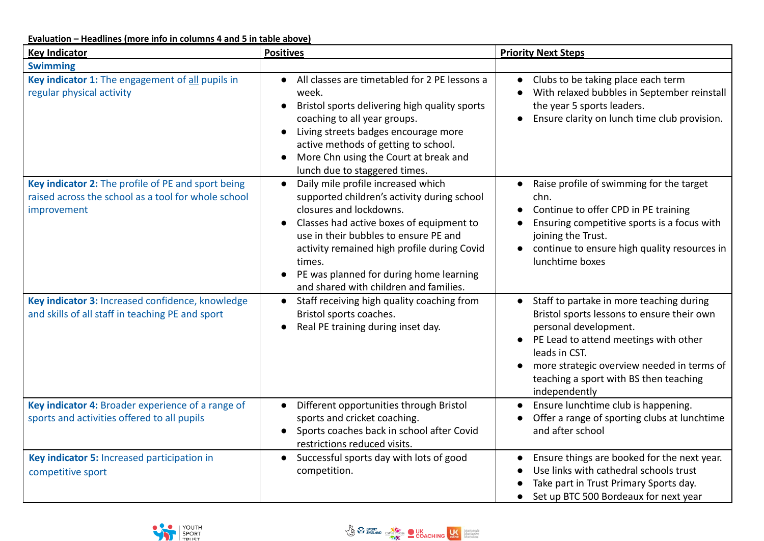**Evaluation – Headlines (more info in columns 4 and 5 in table above)**

| Key Indicator | Positives | Priority Next Steps |
|---|---|---|
| **Swimming** | | |
| **Key indicator 1:** The engagement of all pupils in regular physical activity | • All classes are timetabled for 2 PE lessons a week.<br>• Bristol sports delivering high quality sports coaching to all year groups.<br>• Living streets badges encourage more active methods of getting to school.<br>• More Chn using the Court at break and lunch due to staggered times. | • Clubs to be taking place each term<br>• With relaxed bubbles in September reinstall the year 5 sports leaders.<br>• Ensure clarity on lunch time club provision. |
| **Key indicator 2:** The profile of PE and sport being raised across the school as a tool for whole school improvement | • Daily mile profile increased which supported children's activity during school closures and lockdowns.<br>• Classes had active boxes of equipment to use in their bubbles to ensure PE and activity remained high profile during Covid times.<br>• PE was planned for during home learning and shared with children and families. | • Raise profile of swimming for the target chn.<br>• Continue to offer CPD in PE training<br>• Ensuring competitive sports is a focus with joining the Trust.<br>• continue to ensure high quality resources in lunchtime boxes |
| **Key indicator 3:** Increased confidence, knowledge and skills of all staff in teaching PE and sport | • Staff receiving high quality coaching from Bristol sports coaches.<br>• Real PE training during inset day. | • Staff to partake in more teaching during Bristol sports lessons to ensure their own personal development.<br>• PE Lead to attend meetings with other leads in CST.<br>• more strategic overview needed in terms of teaching a sport with BS then teaching independently |
| **Key indicator 4:** Broader experience of a range of sports and activities offered to all pupils | • Different opportunities through Bristol sports and cricket coaching.<br>• Sports coaches back in school after Covid restrictions reduced visits. | • Ensure lunchtime club is happening.<br>• Offer a range of sporting clubs at lunchtime and after school |
| **Key indicator 5:** Increased participation in competitive sport | • Successful sports day with lots of good competition. | • Ensure things are booked for the next year.<br>• Use links with cathedral schools trust<br>• Take part in Trust Primary Sports day.<br>• Set up BTC 500 Bordeaux for next year |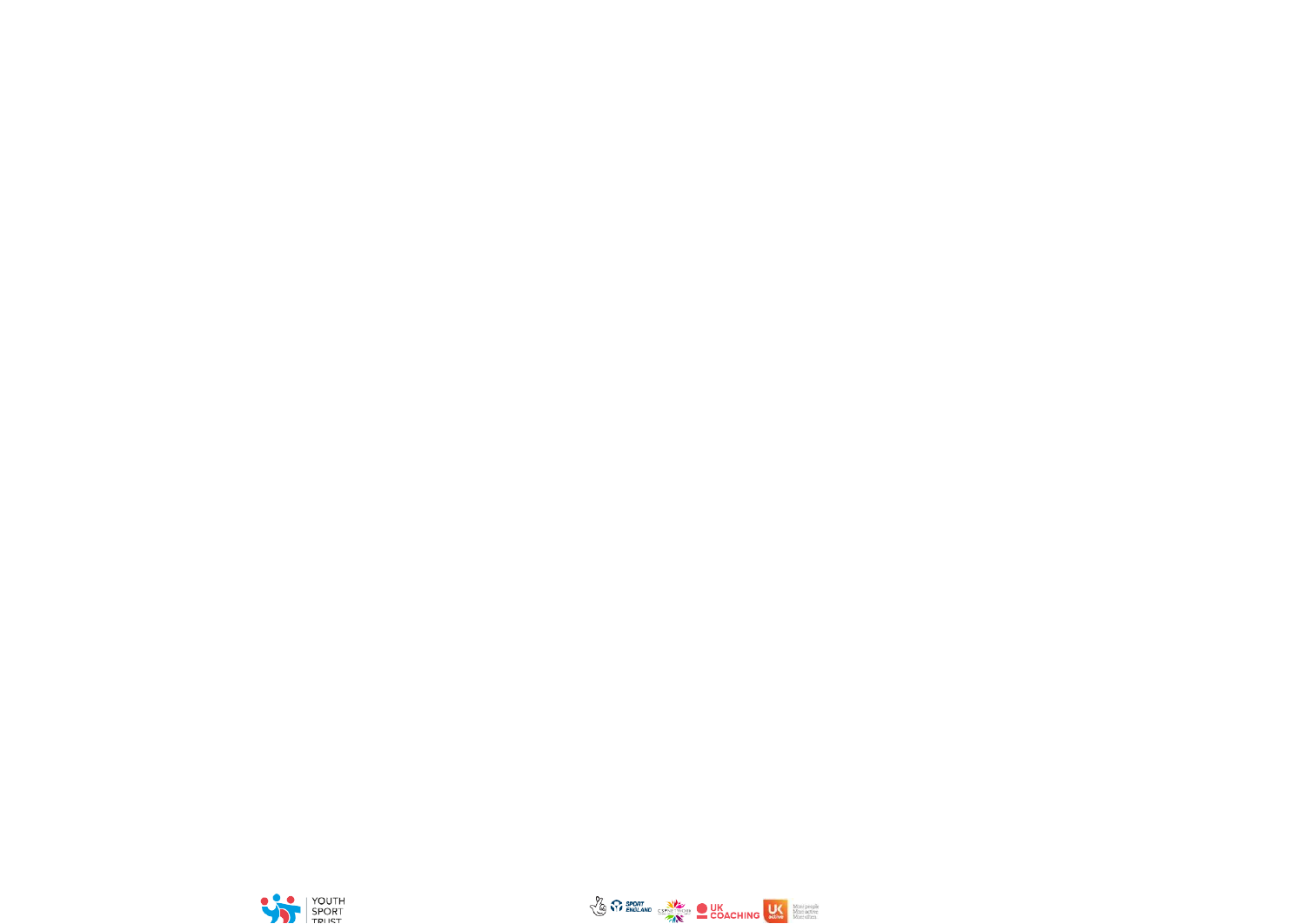YOUTH SPORT TRUST

SPORT ENGLAND

CSP NETWORK

UK COACHING

UK active More people More active More often.